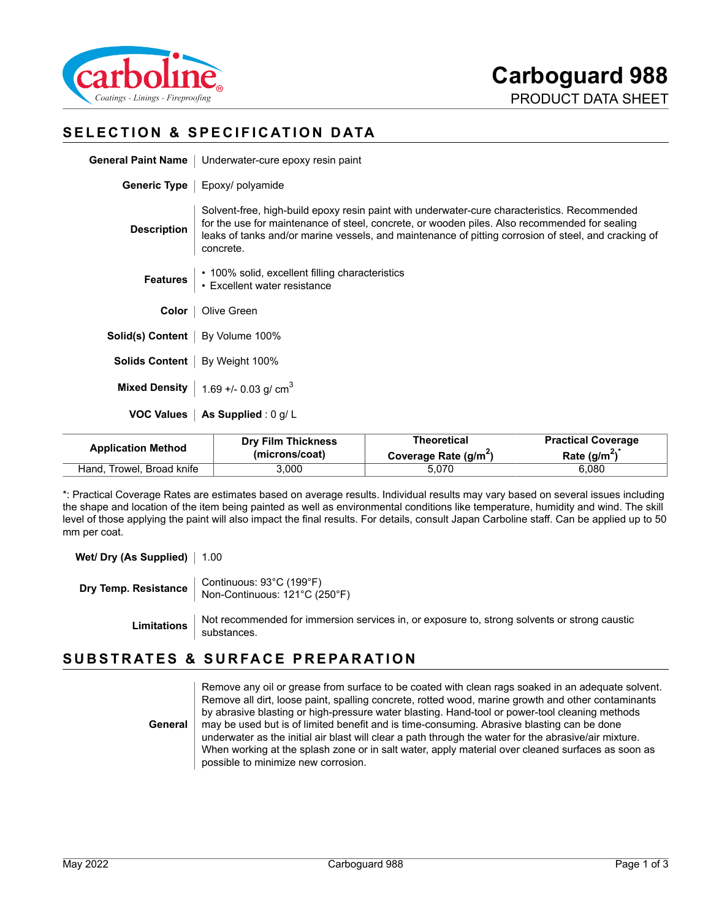# Carboguard 988

PRODUCT DATA SHEET

## SELECTION & SPECIFICATION DATA

**General Paint Name** | Underwater-cure epoxy resin paint

**Generic Type** | Epoxy/ polyamide

**Description** | Solvent-free, high-build epoxy resin paint with underwater-cure characteristics. Recommended for the use for maintenance of steel, concrete, or wooden piles. Also recommended for sealing leaks of tanks and/or marine vessels, and maintenance of pitting corrosion of steel, and cracking of concrete.

**Features**
- 100% solid, excellent filling characteristics
- Excellent water resistance

**Color** | Olive Green

**Solid(s) Content** | By Volume 100%

**Solids Content** | By Weight 100%

**Mixed Density** | 1.69 +/- 0.03 g/ cm$^3$

**VOC Values** | **As Supplied** : 0 g/ L

| Application Method | Dry Film Thickness (microns/coat) | Theoretical Coverage Rate (g/m$^2$) | Practical Coverage Rate (g/m$^2$)* |
|---|---|---|---|
| Hand, Trowel, Broad knife | 3,000 | 5,070 | 6,080 |

*: Practical Coverage Rates are estimates based on average results. Individual results may vary based on several issues including the shape and location of the item being painted as well as environmental conditions like temperature, humidity and wind. The skill level of those applying the paint will also impact the final results. For details, consult Japan Carboline staff. Can be applied up to 50 mm per coat.

**Wet/ Dry (As Supplied)** | 1.00

**Dry Temp. Resistance** | Continuous: 93°C (199°F)
Non-Continuous: 121°C (250°F)

**Limitations** | Not recommended for immersion services in, or exposure to, strong solvents or strong caustic substances.

## SUBSTRATES & SURFACE PREPARATION

**General** | Remove any oil or grease from surface to be coated with clean rags soaked in an adequate solvent. Remove all dirt, loose paint, spalling concrete, rotted wood, marine growth and other contaminants by abrasive blasting or high-pressure water blasting. Hand-tool or power-tool cleaning methods may be used but is of limited benefit and is time-consuming. Abrasive blasting can be done underwater as the initial air blast will clear a path through the water for the abrasive/air mixture. When working at the splash zone or in salt water, apply material over cleaned surfaces as soon as possible to minimize new corrosion.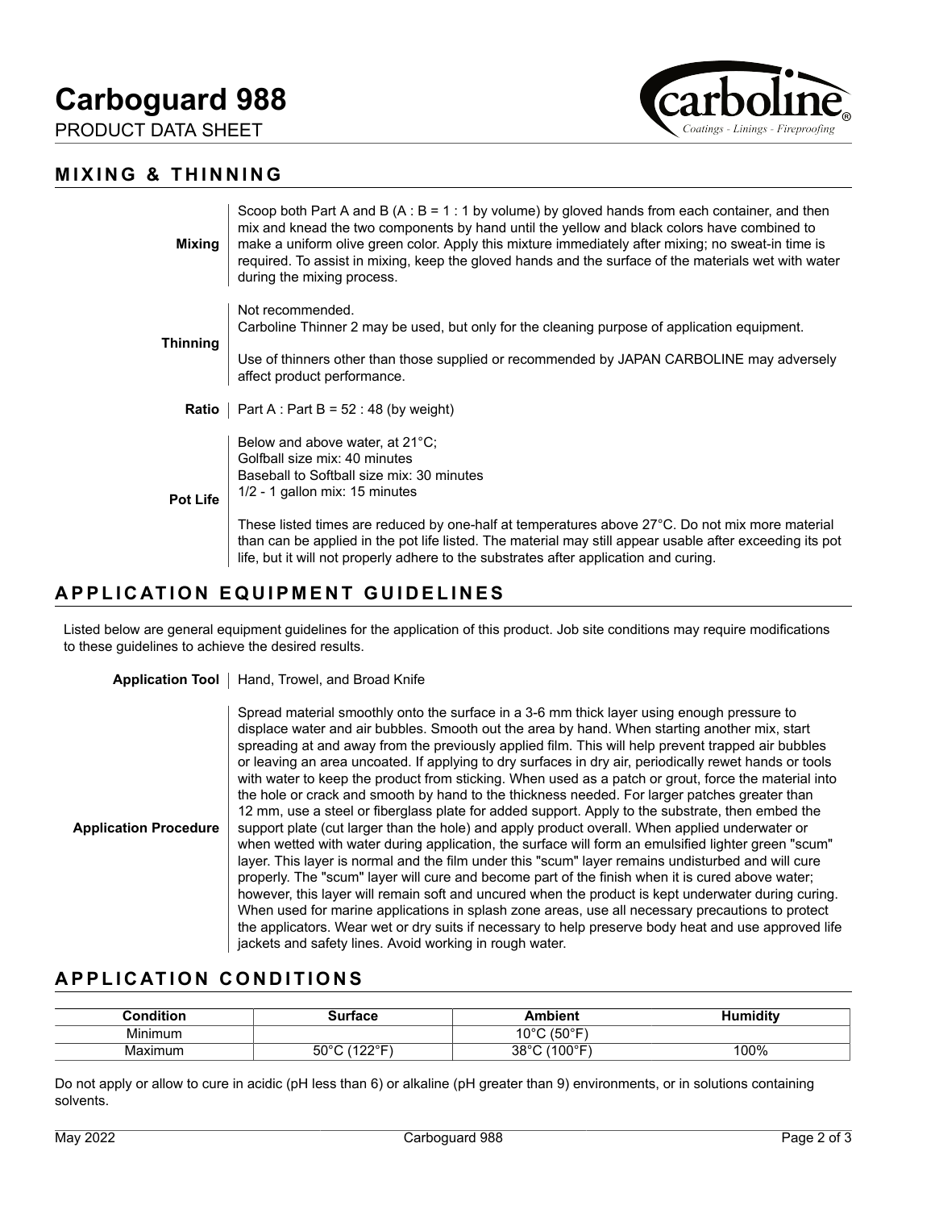## MIXING & THINNING

**Mixing**

Scoop both Part A and B (A : B = 1 : 1 by volume) by gloved hands from each container, and then mix and knead the two components by hand until the yellow and black colors have combined to make a uniform olive green color. Apply this mixture immediately after mixing; no sweat-in time is required. To assist in mixing, keep the gloved hands and the surface of the materials wet with water during the mixing process.

**Thinning**

Not recommended.
Carboline Thinner 2 may be used, but only for the cleaning purpose of application equipment.

Use of thinners other than those supplied or recommended by JAPAN CARBOLINE may adversely affect product performance.

**Ratio**

Part A : Part B = 52 : 48 (by weight)

**Pot Life**

Below and above water, at 21°C;
Golfball size mix: 40 minutes
Baseball to Softball size mix: 30 minutes
1/2 - 1 gallon mix: 15 minutes

These listed times are reduced by one-half at temperatures above 27°C. Do not mix more material than can be applied in the pot life listed. The material may still appear usable after exceeding its pot life, but it will not properly adhere to the substrates after application and curing.

## APPLICATION EQUIPMENT GUIDELINES

Listed below are general equipment guidelines for the application of this product. Job site conditions may require modifications to these guidelines to achieve the desired results.

**Application Tool**

Hand, Trowel, and Broad Knife

**Application Procedure**

Spread material smoothly onto the surface in a 3-6 mm thick layer using enough pressure to displace water and air bubbles. Smooth out the area by hand. When starting another mix, start spreading at and away from the previously applied film. This will help prevent trapped air bubbles or leaving an area uncoated. If applying to dry surfaces in dry air, periodically rewet hands or tools with water to keep the product from sticking. When used as a patch or grout, force the material into the hole or crack and smooth by hand to the thickness needed. For larger patches greater than 12 mm, use a steel or fiberglass plate for added support. Apply to the substrate, then embed the support plate (cut larger than the hole) and apply product overall. When applied underwater or when wetted with water during application, the surface will form an emulsified lighter green "scum" layer. This layer is normal and the film under this "scum" layer remains undisturbed and will cure properly. The "scum" layer will cure and become part of the finish when it is cured above water; however, this layer will remain soft and uncured when the product is kept underwater during curing. When used for marine applications in splash zone areas, use all necessary precautions to protect the applicators. Wear wet or dry suits if necessary to help preserve body heat and use approved life jackets and safety lines. Avoid working in rough water.

## APPLICATION CONDITIONS

| Condition | Surface | Ambient | Humidity |
|---|---|---|---|
| Minimum | | 10°C (50°F) | |
| Maximum | 50°C (122°F) | 38°C (100°F) | 100% |

Do not apply or allow to cure in acidic (pH less than 6) or alkaline (pH greater than 9) environments, or in solutions containing solvents.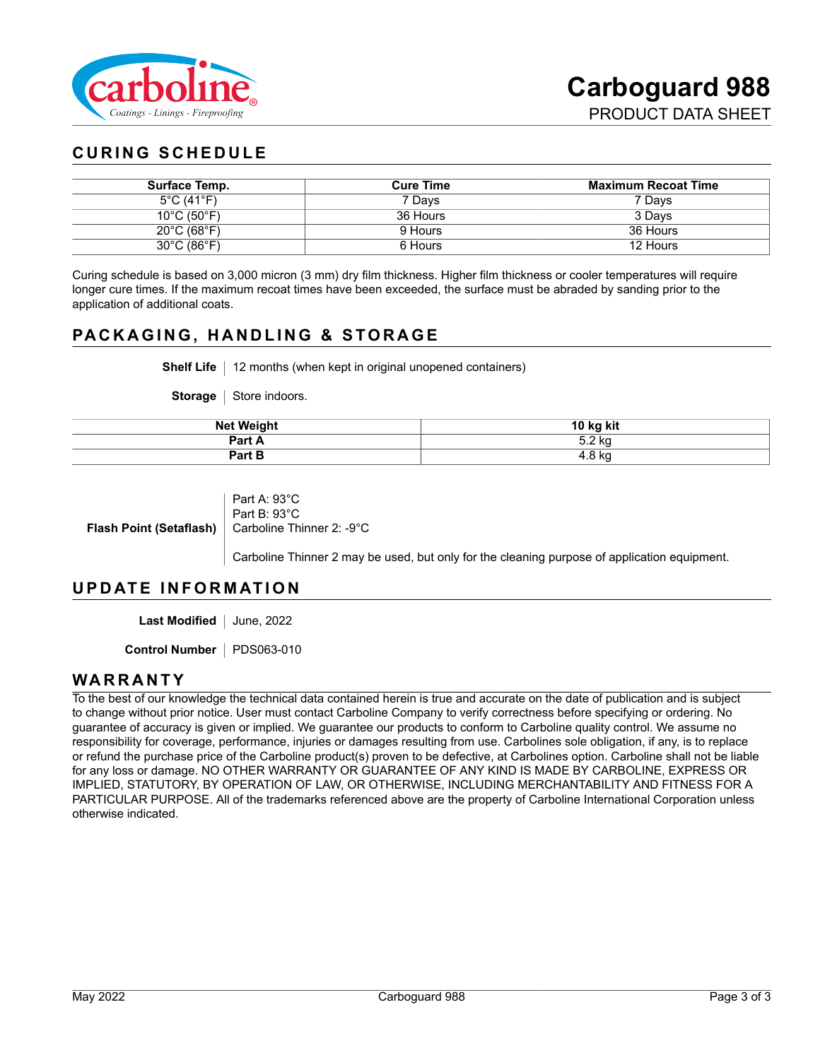# CURING SCHEDULE

| Surface Temp. | Cure Time | Maximum Recoat Time |
|---|---|---|
| 5°C (41°F) | 7 Days | 7 Days |
| 10°C (50°F) | 36 Hours | 3 Days |
| 20°C (68°F) | 9 Hours | 36 Hours |
| 30°C (86°F) | 6 Hours | 12 Hours |

Curing schedule is based on 3,000 micron (3 mm) dry film thickness. Higher film thickness or cooler temperatures will require longer cure times. If the maximum recoat times have been exceeded, the surface must be abraded by sanding prior to the application of additional coats.

# PACKAGING, HANDLING & STORAGE

**Shelf Life** | 12 months (when kept in original unopened containers)

**Storage** | Store indoors.

| Net Weight | 10 kg kit |
|---|---|
| **Part A** | 5.2 kg |
| **Part B** | 4.8 kg |

**Flash Point (Setaflash)** | Part A: 93°C
Part B: 93°C
Carboline Thinner 2: -9°C

Carboline Thinner 2 may be used, but only for the cleaning purpose of application equipment.

# UPDATE INFORMATION

**Last Modified** | June, 2022

**Control Number** | PDS063-010

# WARRANTY

To the best of our knowledge the technical data contained herein is true and accurate on the date of publication and is subject to change without prior notice. User must contact Carboline Company to verify correctness before specifying or ordering. No guarantee of accuracy is given or implied. We guarantee our products to conform to Carboline quality control. We assume no responsibility for coverage, performance, injuries or damages resulting from use. Carbolines sole obligation, if any, is to replace or refund the purchase price of the Carboline product(s) proven to be defective, at Carbolines option. Carboline shall not be liable for any loss or damage. NO OTHER WARRANTY OR GUARANTEE OF ANY KIND IS MADE BY CARBOLINE, EXPRESS OR IMPLIED, STATUTORY, BY OPERATION OF LAW, OR OTHERWISE, INCLUDING MERCHANTABILITY AND FITNESS FOR A PARTICULAR PURPOSE. All of the trademarks referenced above are the property of Carboline International Corporation unless otherwise indicated.